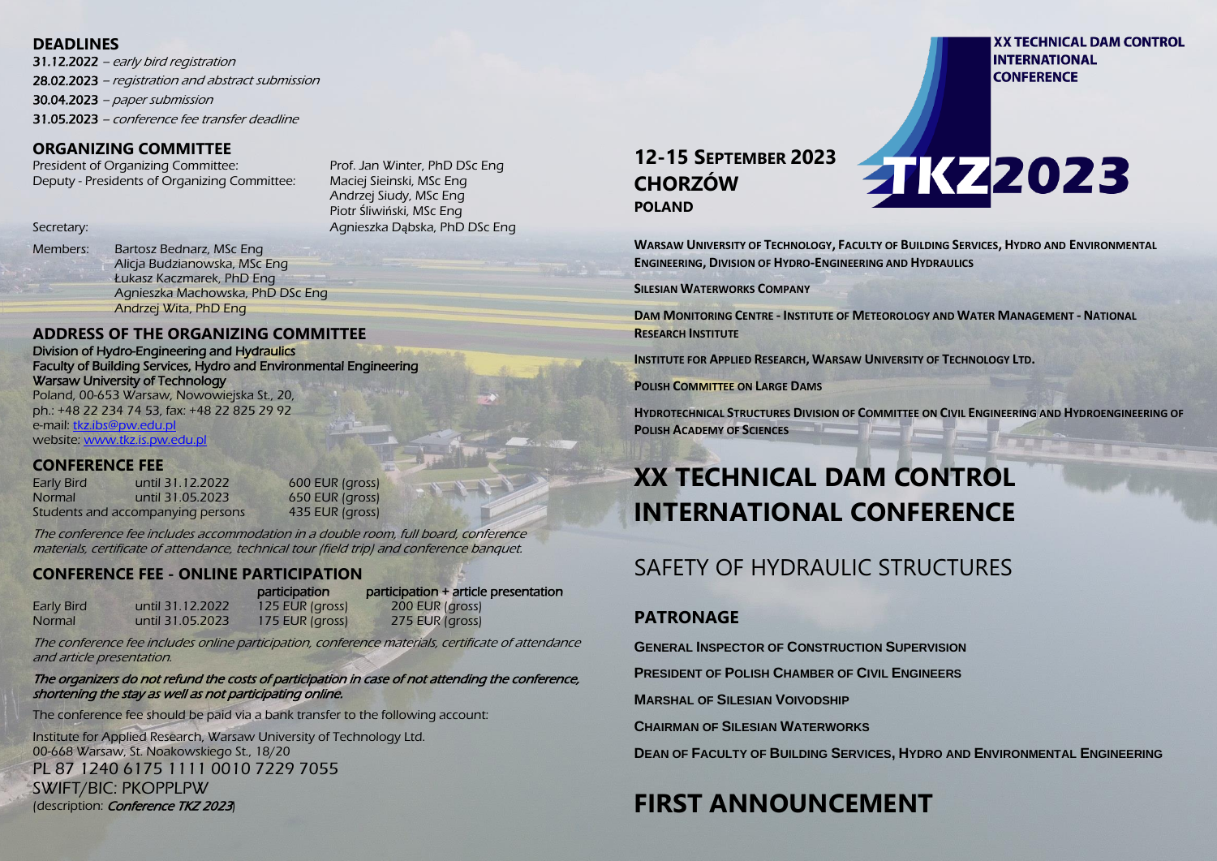## DEADLINES

**31.12.2022** – *early bird registration*

**28.02.2023** – *registration and abstract submission*

**30.04.2023** – *paper submission*

**31.05.2023** – *conference fee transfer deadline*

## ORGANIZING COMMITTEE

President of Organizing Committee: Prof. Jan Winter, PhD DSc Eng

Deputy - Presidents of Organizing Committee: Maciej Sieinski, MSc Eng; Andrzej Siudy, MSc Eng; Piotr Śliwiński, MSc Eng

Secretary: Agnieszka Dąbska, PhD DSc Eng

Members: Bartosz Bednarz, MSc Eng; Alicja Budzianowska, MSc Eng; Łukasz Kaczmarek, PhD Eng; Agnieszka Machowska, PhD DSc Eng; Andrzej Wita, PhD Eng

## ADDRESS OF THE ORGANIZING COMMITTEE

Division of Hydro-Engineering and Hydraulics
Faculty of Building Services, Hydro and Environmental Engineering
Warsaw University of Technology
Poland, 00-653 Warsaw, Nowowiejska St., 20,
ph.: +48 22 234 74 53, fax: +48 22 825 29 92
e-mail: tkz.ibs@pw.edu.pl
website: www.tkz.is.pw.edu.pl

## CONFERENCE FEE

| | | |
|---|---|---|
| Early Bird | until 31.12.2022 | 600 EUR (gross) |
| Normal | until 31.05.2023 | 650 EUR (gross) |
| Students and accompanying persons | | 435 EUR (gross) |

*The conference fee includes accommodation in a double room, full board, conference materials, certificate of attendance, technical tour (field trip) and conference banquet.*

## CONFERENCE FEE - ONLINE PARTICIPATION

| | | participation | participation + article presentation |
|---|---|---|---|
| Early Bird | until 31.12.2022 | 125 EUR (gross) | 200 EUR (gross) |
| Normal | until 31.05.2023 | 175 EUR (gross) | 275 EUR (gross) |

*The conference fee includes online participation, conference materials, certificate of attendance and article presentation.*

*The organizers do not refund the costs of participation in case of not attending the conference, shortening the stay as well as not participating online.*

The conference fee should be paid via a bank transfer to the following account:

Institute for Applied Research, Warsaw University of Technology Ltd.
00-668 Warsaw, St. Noakowskiego St., 18/20
PL 87 1240 6175 1111 0010 7229 7055
SWIFT/BIC: PKOPPLPW
(description: *Conference TKZ 2023*)

**XX TECHNICAL DAM CONTROL INTERNATIONAL CONFERENCE**

**TKZ2023**

## 12-15 SEPTEMBER 2023
## CHORZÓW
**POLAND**

**WARSAW UNIVERSITY OF TECHNOLOGY, FACULTY OF BUILDING SERVICES, HYDRO AND ENVIRONMENTAL ENGINEERING, DIVISION OF HYDRO-ENGINEERING AND HYDRAULICS**

**SILESIAN WATERWORKS COMPANY**

**DAM MONITORING CENTRE - INSTITUTE OF METEOROLOGY AND WATER MANAGEMENT - NATIONAL RESEARCH INSTITUTE**

**INSTITUTE FOR APPLIED RESEARCH, WARSAW UNIVERSITY OF TECHNOLOGY LTD.**

**POLISH COMMITTEE ON LARGE DAMS**

**HYDROTECHNICAL STRUCTURES DIVISION OF COMMITTEE ON CIVIL ENGINEERING AND HYDROENGINEERING OF POLISH ACADEMY OF SCIENCES**

# XX TECHNICAL DAM CONTROL INTERNATIONAL CONFERENCE

## SAFETY OF HYDRAULIC STRUCTURES

## PATRONAGE

**GENERAL INSPECTOR OF CONSTRUCTION SUPERVISION**

**PRESIDENT OF POLISH CHAMBER OF CIVIL ENGINEERS**

**MARSHAL OF SILESIAN VOIVODSHIP**

**CHAIRMAN OF SILESIAN WATERWORKS**

**DEAN OF FACULTY OF BUILDING SERVICES, HYDRO AND ENVIRONMENTAL ENGINEERING**

# FIRST ANNOUNCEMENT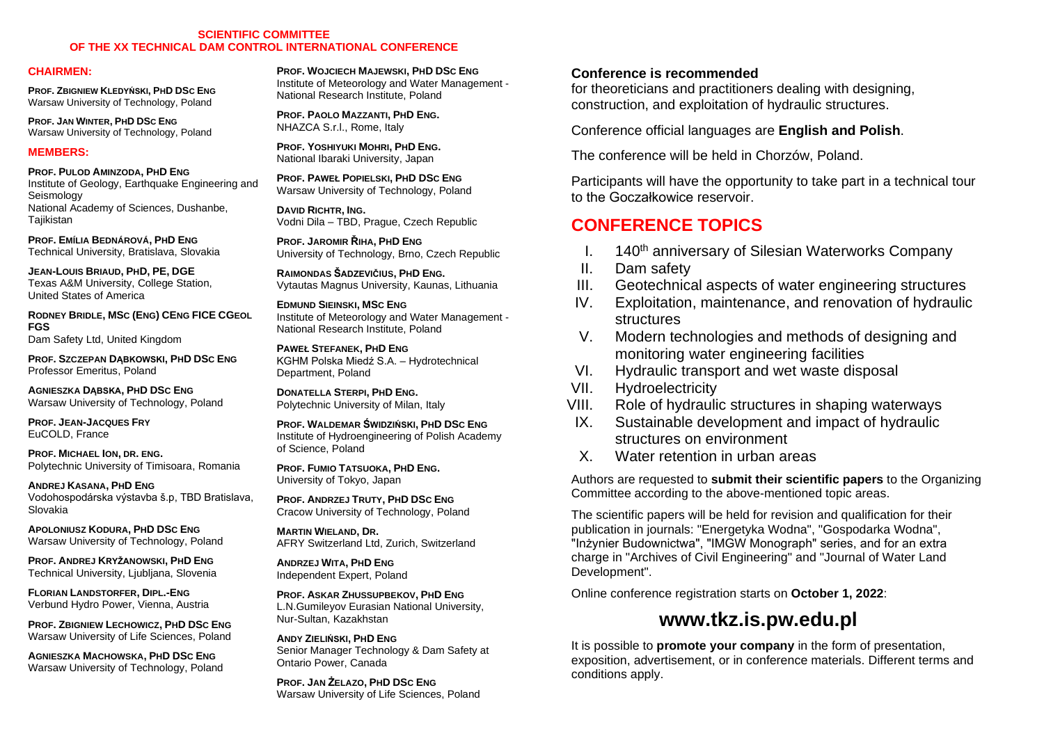## SCIENTIFIC COMMITTEE OF THE XX TECHNICAL DAM CONTROL INTERNATIONAL CONFERENCE

### CHAIRMEN:

**PROF. ZBIGNIEW KLEDYŃSKI, PHD DSC ENG**
Warsaw University of Technology, Poland

**PROF. JAN WINTER, PHD DSC ENG**
Warsaw University of Technology, Poland

### MEMBERS:

**PROF. PULOD AMINZODA, PHD ENG**
Institute of Geology, Earthquake Engineering and Seismology
National Academy of Sciences, Dushanbe, Tajikistan

**PROF. EMÍLIA BEDNÁROVÁ, PHD ENG**
Technical University, Bratislava, Slovakia

**JEAN-LOUIS BRIAUD, PHD, PE, DGE**
Texas A&M University, College Station, United States of America

**RODNEY BRIDLE, MSC (ENG) CENG FICE CGEOL FGS**
Dam Safety Ltd, United Kingdom

**PROF. SZCZEPAN DĄBKOWSKI, PHD DSC ENG**
Professor Emeritus, Poland

**AGNIESZKA DĄBSKA, PHD DSC ENG**
Warsaw University of Technology, Poland

**PROF. JEAN-JACQUES FRY**
EuCOLD, France

**PROF. MICHAEL ION, DR. ENG.**
Polytechnic University of Timisoara, Romania

**ANDREJ KASANA, PHD ENG**
Vodohospodárska výstavba š.p, TBD Bratislava, Slovakia

**APOLONIUSZ KODURA, PHD DSC ENG**
Warsaw University of Technology, Poland

**PROF. ANDREJ KRYŽANOWSKI, PHD ENG**
Technical University, Ljubljana, Slovenia

**FLORIAN LANDSTORFER, DIPL.-ENG**
Verbund Hydro Power, Vienna, Austria

**PROF. ZBIGNIEW LECHOWICZ, PHD DSC ENG**
Warsaw University of Life Sciences, Poland

**AGNIESZKA MACHOWSKA, PHD DSC ENG**
Warsaw University of Technology, Poland

**PROF. WOJCIECH MAJEWSKI, PHD DSC ENG**
Institute of Meteorology and Water Management - National Research Institute, Poland

**PROF. PAOLO MAZZANTI, PHD ENG.**
NHAZCA S.r.l., Rome, Italy

**PROF. YOSHIYUKI MOHRI, PHD ENG.**
National Ibaraki University, Japan

**PROF. PAWEŁ POPIELSKI, PHD DSC ENG**
Warsaw University of Technology, Poland

**DAVID RICHTR, ING.**
Vodni Dila – TBD, Prague, Czech Republic

**PROF. JAROMIR ŘIHA, PHD ENG**
University of Technology, Brno, Czech Republic

**RAIMONDAS ŠADZEVIČIUS, PHD ENG.**
Vytautas Magnus University, Kaunas, Lithuania

**EDMUND SIEINSKI, MSC ENG**
Institute of Meteorology and Water Management - National Research Institute, Poland

**PAWEŁ STEFANEK, PHD ENG**
KGHM Polska Miedź S.A. – Hydrotechnical Department, Poland

**DONATELLA STERPI, PHD ENG.**
Polytechnic University of Milan, Italy

**PROF. WALDEMAR ŚWIDZIŃSKI, PHD DSC ENG**
Institute of Hydroengineering of Polish Academy of Science, Poland

**PROF. FUMIO TATSUOKA, PHD ENG.**
University of Tokyo, Japan

**PROF. ANDRZEJ TRUTY, PHD DSC ENG**
Cracow University of Technology, Poland

**MARTIN WIELAND, DR.**
AFRY Switzerland Ltd, Zurich, Switzerland

**ANDRZEJ WITA, PHD ENG**
Independent Expert, Poland

**PROF. ASKAR ZHUSSUPBEKOV, PHD ENG**
L.N.Gumileyov Eurasian National University, Nur-Sultan, Kazakhstan

**ANDY ZIELIŃSKI, PHD ENG**
Senior Manager Technology & Dam Safety at Ontario Power, Canada

**PROF. JAN ŻELAZO, PHD DSC ENG**
Warsaw University of Life Sciences, Poland

**Conference is recommended**
for theoreticians and practitioners dealing with designing, construction, and exploitation of hydraulic structures.

Conference official languages are **English and Polish**.

The conference will be held in Chorzów, Poland.

Participants will have the opportunity to take part in a technical tour to the Goczałkowice reservoir.

## CONFERENCE TOPICS

I. 140th anniversary of Silesian Waterworks Company
II. Dam safety
III. Geotechnical aspects of water engineering structures
IV. Exploitation, maintenance, and renovation of hydraulic structures
V. Modern technologies and methods of designing and monitoring water engineering facilities
VI. Hydraulic transport and wet waste disposal
VII. Hydroelectricity
VIII. Role of hydraulic structures in shaping waterways
IX. Sustainable development and impact of hydraulic structures on environment
X. Water retention in urban areas

Authors are requested to **submit their scientific papers** to the Organizing Committee according to the above-mentioned topic areas.

The scientific papers will be held for revision and qualification for their publication in journals: "Energetyka Wodna", "Gospodarka Wodna", "Inżynier Budownictwa", "IMGW Monograph" series, and for an extra charge in "Archives of Civil Engineering" and "Journal of Water Land Development".

Online conference registration starts on **October 1, 2022**:

## www.tkz.is.pw.edu.pl

It is possible to **promote your company** in the form of presentation, exposition, advertisement, or in conference materials. Different terms and conditions apply.